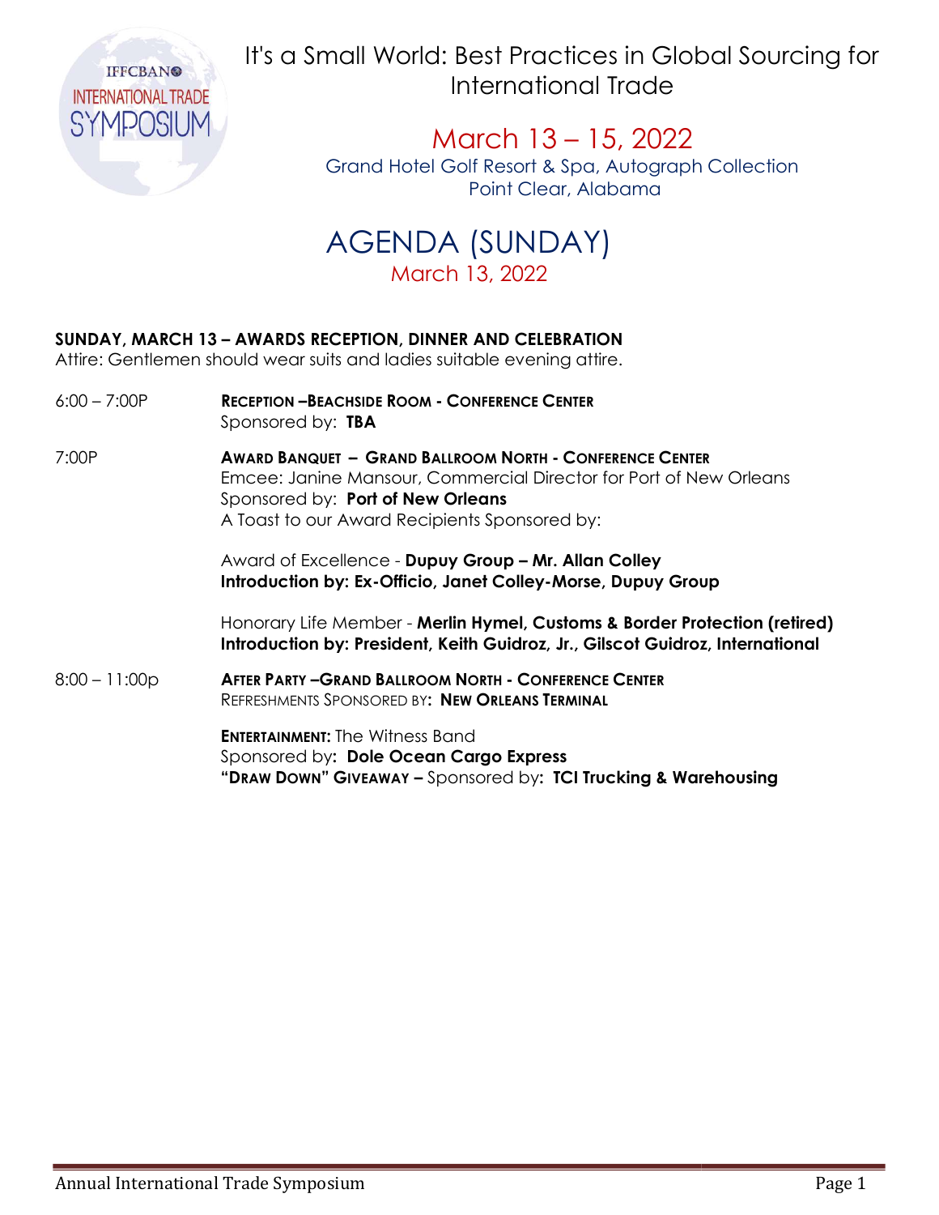IFFCBANO INTERNATIONAL TRADE SYMPOSIUM

# It's a Small World: Best Practices in Global Sourcing for International Trade

## March 13 – 15, 2022

Grand Hotel Golf Resort & Spa, Autograph Collection
Point Clear, Alabama

# AGENDA (SUNDAY)

March 13, 2022

**SUNDAY, MARCH 13 – AWARDS RECEPTION, DINNER AND CELEBRATION**
Attire: Gentlemen should wear suits and ladies suitable evening attire.

6:00 – 7:00P — **RECEPTION –BEACHSIDE ROOM - CONFERENCE CENTER**
Sponsored by: **TBA**

7:00P — **AWARD BANQUET – GRAND BALLROOM NORTH - CONFERENCE CENTER**
Emcee: Janine Mansour, Commercial Director for Port of New Orleans
Sponsored by: **Port of New Orleans**
A Toast to our Award Recipients Sponsored by:

Award of Excellence - **Dupuy Group – Mr. Allan Colley**
**Introduction by: Ex-Officio, Janet Colley-Morse, Dupuy Group**

Honorary Life Member - **Merlin Hymel, Customs & Border Protection (retired)**
**Introduction by: President, Keith Guidroz, Jr., Gilscot Guidroz, International**

8:00 – 11:00p — **AFTER PARTY –GRAND BALLROOM NORTH - CONFERENCE CENTER**
REFRESHMENTS SPONSORED BY: **NEW ORLEANS TERMINAL**

**ENTERTAINMENT:** The Witness Band
Sponsored by: **Dole Ocean Cargo Express**
**"DRAW DOWN" GIVEAWAY –** Sponsored by: **TCI Trucking & Warehousing**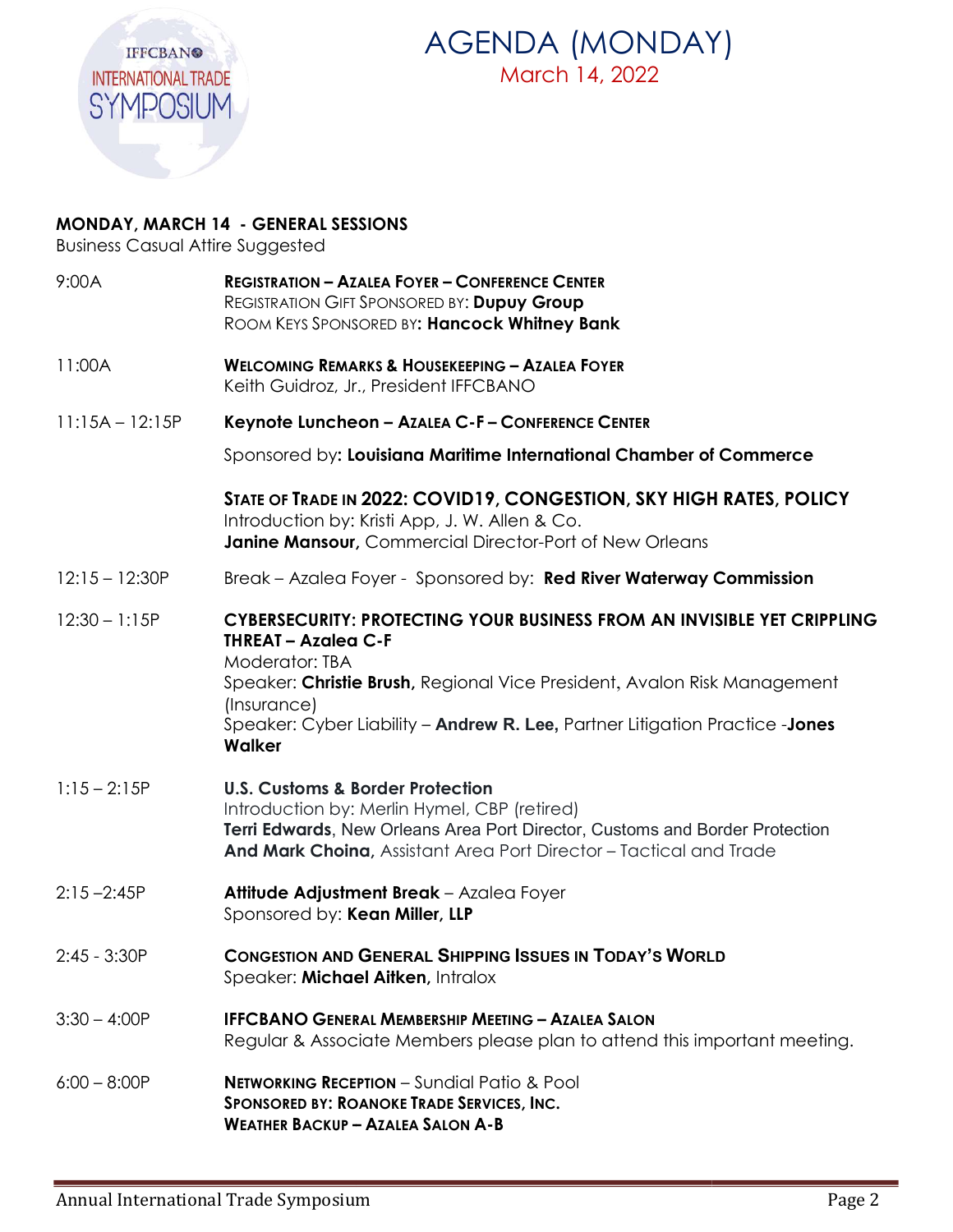IFFCBANO INTERNATIONAL TRADE SYMPOSIUM

# AGENDA (MONDAY)

March 14, 2022

## MONDAY, MARCH 14 - GENERAL SESSIONS

Business Casual Attire Suggested

| | |
|---|---|
| 9:00A | **REGISTRATION – AZALEA FOYER – CONFERENCE CENTER**<br>REGISTRATION GIFT SPONSORED BY: **Dupuy Group**<br>ROOM KEYS SPONSORED BY**: Hancock Whitney Bank** |
| 11:00A | **WELCOMING REMARKS & HOUSEKEEPING – AZALEA FOYER**<br>Keith Guidroz, Jr., President IFFCBANO |
| 11:15A – 12:15P | **Keynote Luncheon – AZALEA C-F – CONFERENCE CENTER**<br>Sponsored by**: Louisiana Maritime International Chamber of Commerce**<br>**STATE OF TRADE IN 2022: COVID19, CONGESTION, SKY HIGH RATES, POLICY**<br>Introduction by: Kristi App, J. W. Allen & Co.<br>**Janine Mansour,** Commercial Director-Port of New Orleans |
| 12:15 – 12:30P | Break – Azalea Foyer - Sponsored by: **Red River Waterway Commission** |
| 12:30 – 1:15P | **CYBERSECURITY: PROTECTING YOUR BUSINESS FROM AN INVISIBLE YET CRIPPLING THREAT – Azalea C-F**<br>Moderator: TBA<br>Speaker: **Christie Brush,** Regional Vice President, Avalon Risk Management (Insurance)<br>Speaker: Cyber Liability – **Andrew R. Lee,** Partner Litigation Practice -**Jones Walker** |
| 1:15 – 2:15P | **U.S. Customs & Border Protection**<br>Introduction by: Merlin Hymel, CBP (retired)<br>**Terri Edwards**, New Orleans Area Port Director, Customs and Border Protection<br>**And Mark Choina,** Assistant Area Port Director – Tactical and Trade |
| 2:15 –2:45P | **Attitude Adjustment Break** – Azalea Foyer<br>Sponsored by: **Kean Miller, LLP** |
| 2:45 - 3:30P | **CONGESTION AND GENERAL SHIPPING ISSUES IN TODAY'S WORLD**<br>Speaker: **Michael Aitken,** Intralox |
| 3:30 – 4:00P | **IFFCBANO GENERAL MEMBERSHIP MEETING – AZALEA SALON**<br>Regular & Associate Members please plan to attend this important meeting. |
| 6:00 – 8:00P | **NETWORKING RECEPTION** – Sundial Patio & Pool<br>**SPONSORED BY: ROANOKE TRADE SERVICES, INC.**<br>**WEATHER BACKUP – AZALEA SALON A-B** |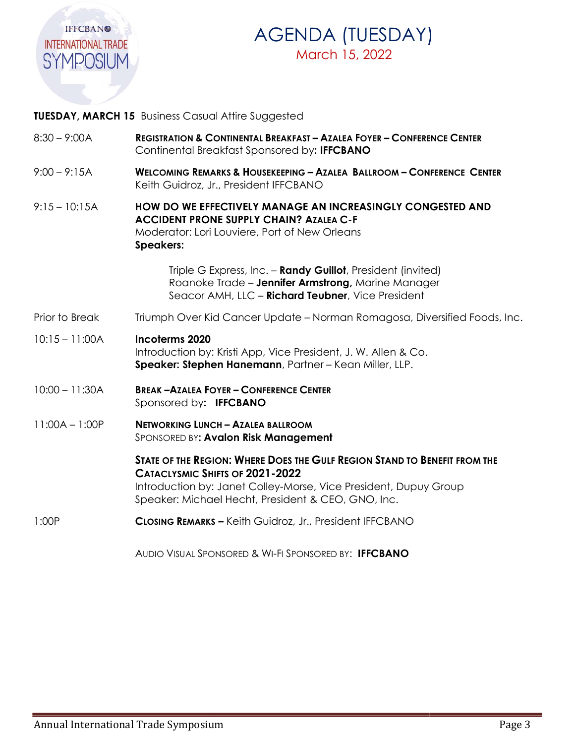IFFCBANO INTERNATIONAL TRADE SYMPOSIUM

# AGENDA (TUESDAY)

## March 15, 2022

**TUESDAY, MARCH 15** Business Casual Attire Suggested

8:30 – 9:00A **REGISTRATION & CONTINENTAL BREAKFAST – AZALEA FOYER – CONFERENCE CENTER**
Continental Breakfast Sponsored by**: IFFCBANO**

9:00 – 9:15A **WELCOMING REMARKS & HOUSEKEEPING – AZALEA BALLROOM – CONFERENCE CENTER**
Keith Guidroz, Jr., President IFFCBANO

9:15 – 10:15A **HOW DO WE EFFECTIVELY MANAGE AN INCREASINGLY CONGESTED AND ACCIDENT PRONE SUPPLY CHAIN? AZALEA C-F**
Moderator: Lori Louviere, Port of New Orleans
**Speakers:**

Triple G Express, Inc. – **Randy Guillot**, President (invited)
Roanoke Trade – **Jennifer Armstrong,** Marine Manager
Seacor AMH, LLC – **Richard Teubner**, Vice President

Prior to Break Triumph Over Kid Cancer Update – Norman Romagosa, Diversified Foods, Inc.

10:15 – 11:00A **Incoterms 2020**
Introduction by: Kristi App, Vice President, J. W. Allen & Co.
**Speaker: Stephen Hanemann**, Partner – Kean Miller, LLP.

10:00 – 11:30A **BREAK –AZALEA FOYER – CONFERENCE CENTER**
Sponsored by**: IFFCBANO**

11:00A – 1:00P **NETWORKING LUNCH – AZALEA BALLROOM**
SPONSORED BY**: Avalon Risk Management**

**STATE OF THE REGION: WHERE DOES THE GULF REGION STAND TO BENEFIT FROM THE CATACLYSMIC SHIFTS OF 2021-2022**
Introduction by: Janet Colley-Morse, Vice President, Dupuy Group
Speaker: Michael Hecht, President & CEO, GNO, Inc.

1:00P **CLOSING REMARKS –** Keith Guidroz, Jr., President IFFCBANO

AUDIO VISUAL SPONSORED & WI-FI SPONSORED BY: **IFFCBANO**